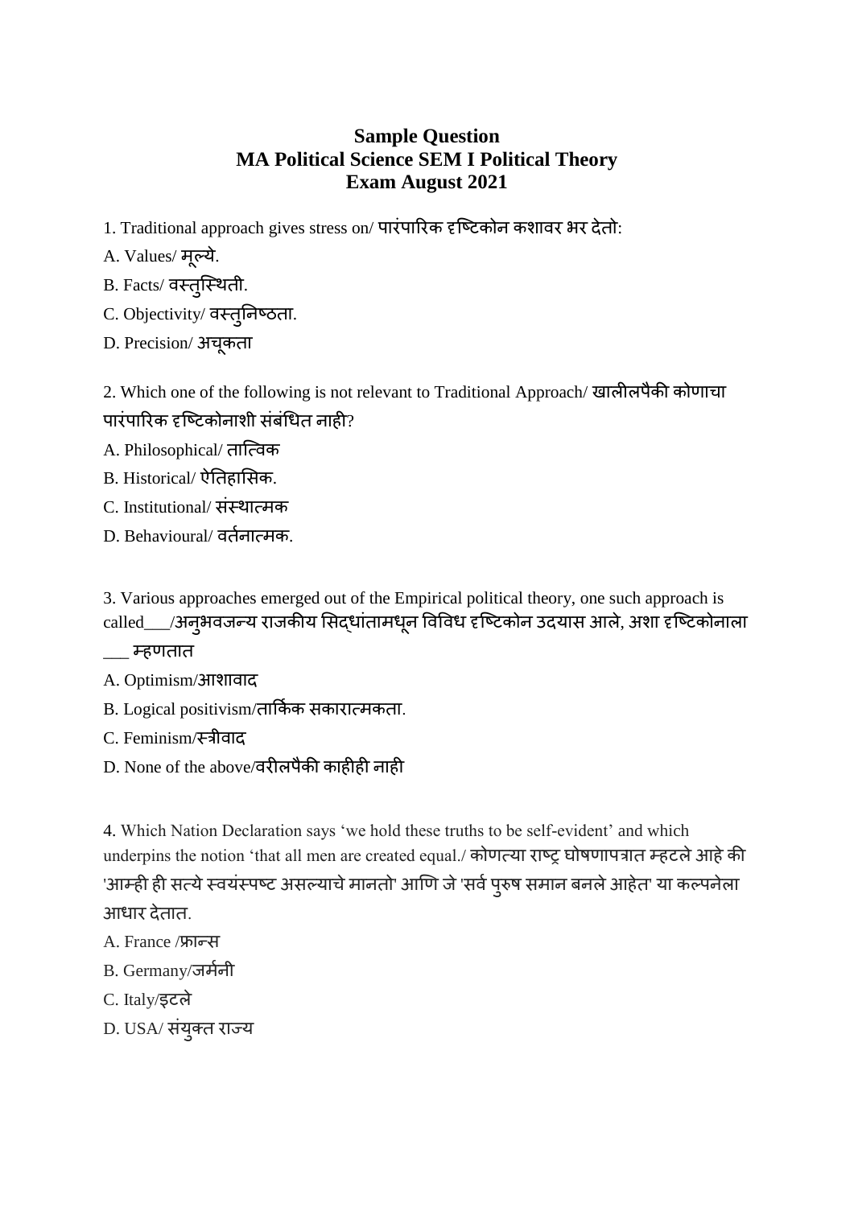**Sample Question**
**MA Political Science SEM I Political Theory**
**Exam August 2021**

1. Traditional approach gives stress on/ पारंपारिक दृष्टिकोन कशावर भर देतो:

A. Values/ मूल्ये.

B. Facts/ वस्तुस्थिती.

C. Objectivity/ वस्तुनिष्ठता.

D. Precision/ अचूकता

2. Which one of the following is not relevant to Traditional Approach/ खालीलपैकी कोणाचा पारंपारिक दृष्टिकोनाशी संबंधित नाही?

A. Philosophical/ तात्विक

B. Historical/ ऐतिहासिक.

C. Institutional/ संस्थात्मक

D. Behavioural/ वर्तनात्मक.

3. Various approaches emerged out of the Empirical political theory, one such approach is called___/अनुभवजन्य राजकीय सिद्धांतामधून विविध दृष्टिकोन उदयास आले, अशा दृष्टिकोनाला ___ म्हणतात

A. Optimism/आशावाद

B. Logical positivism/तार्किक सकारात्मकता.

C. Feminism/स्त्रीवाद

D. None of the above/वरीलपैकी काहीही नाही

4. Which Nation Declaration says 'we hold these truths to be self-evident' and which underpins the notion 'that all men are created equal./ कोणत्या राष्ट्र घोषणापत्रात म्हटले आहे की 'आम्ही ही सत्ये स्वयंस्पष्ट असल्याचे मानतो' आणि जे 'सर्व पुरुष समान बनले आहेत' या कल्पनेला आधार देतात.

A. France /फ्रान्स

B. Germany/जर्मनी

C. Italy/इटले

D. USA/ संयुक्त राज्य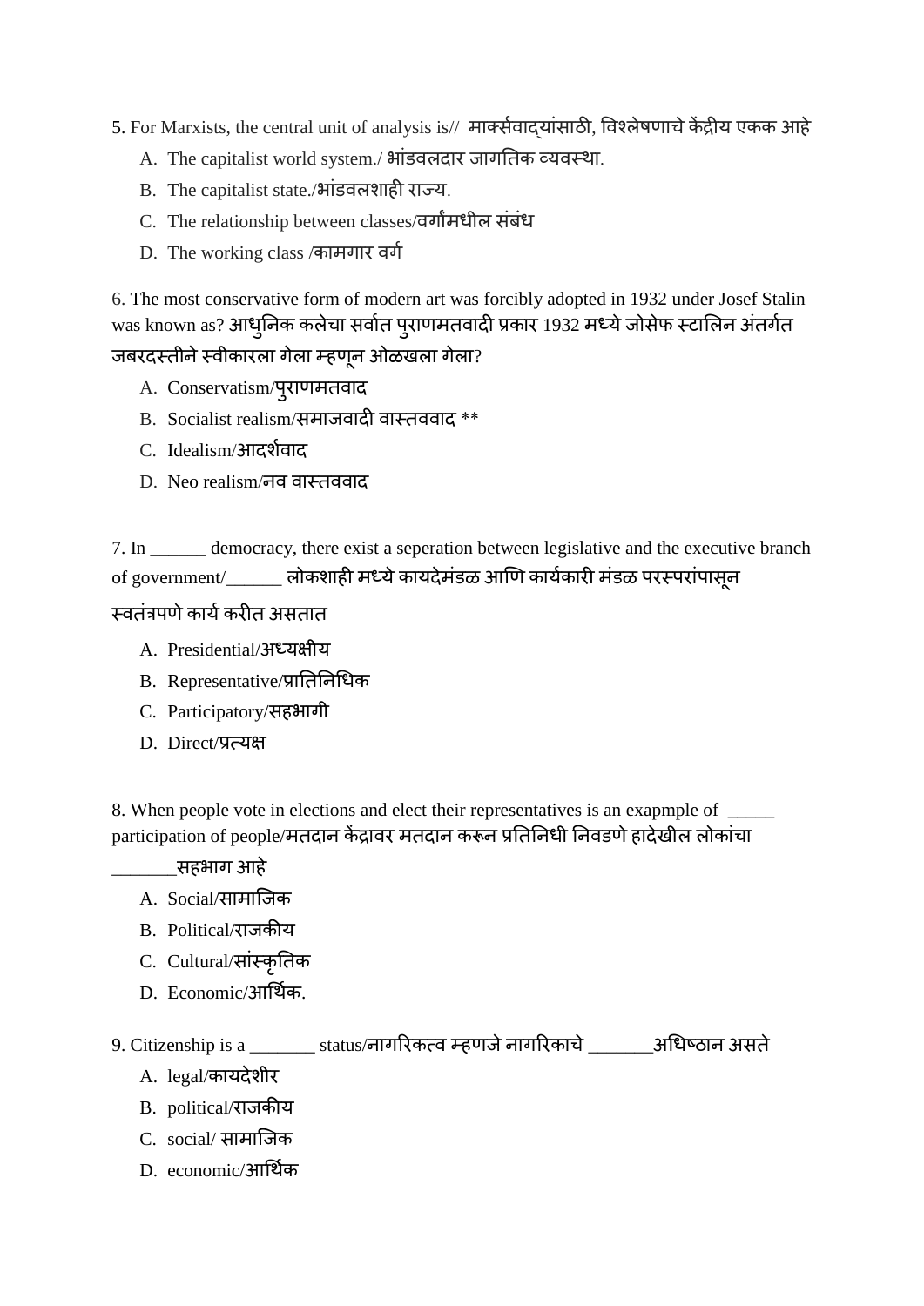5. For Marxists, the central unit of analysis is// मार्क्सवाद्यांसाठी, विश्लेषणाचे केंद्रीय एकक आहे

A. The capitalist world system./ भांडवलदार जागतिक व्यवस्था.
B. The capitalist state./भांडवलशाही राज्य.
C. The relationship between classes/वर्गांमधील संबंध
D. The working class /कामगार वर्ग

6. The most conservative form of modern art was forcibly adopted in 1932 under Josef Stalin was known as? आधुनिक कलेचा सर्वात पुराणमतवादी प्रकार 1932 मध्ये जोसेफ स्टालिन अंतर्गत जबरदस्तीने स्वीकारला गेला म्हणून ओळखला गेला?

A. Conservatism/पुराणमतवाद
B. Socialist realism/समाजवादी वास्तववाद **
C. Idealism/आदर्शवाद
D. Neo realism/नव वास्तववाद

7. In ______ democracy, there exist a seperation between legislative and the executive branch of government/______ लोकशाही मध्ये कायदेमंडळ आणि कार्यकारी मंडळ परस्परांपासून स्वतंत्रपणे कार्य करीत असतात

A. Presidential/अध्यक्षीय
B. Representative/प्रातिनिधिक
C. Participatory/सहभागी
D. Direct/प्रत्यक्ष

8. When people vote in elections and elect their representatives is an exapmple of _____ participation of people/मतदान केंद्रावर मतदान करून प्रतिनिधी निवडणे हादेखील लोकांचा _______सहभाग आहे

A. Social/सामाजिक
B. Political/राजकीय
C. Cultural/सांस्कृतिक
D. Economic/आर्थिक.

9. Citizenship is a _______ status/नागरिकत्व म्हणजे नागरिकाचे _______अधिष्ठान असते

A. legal/कायदेशीर
B. political/राजकीय
C. social/ सामाजिक
D. economic/आर्थिक